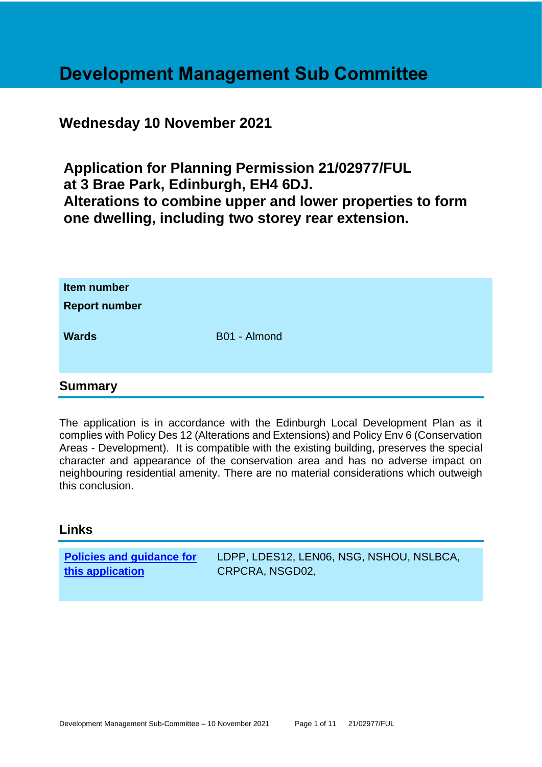# Development Management Sub Committee

## Wednesday 10 November 2021

## Application for Planning Permission 21/02977/FUL at 3 Brae Park, Edinburgh, EH4 6DJ. Alterations to combine upper and lower properties to form one dwelling, including two storey rear extension.

| | |
|---|---|
| **Item number** | |
| **Report number** | |
| **Wards** | B01 - Almond |

## Summary

The application is in accordance with the Edinburgh Local Development Plan as it complies with Policy Des 12 (Alterations and Extensions) and Policy Env 6 (Conservation Areas - Development). It is compatible with the existing building, preserves the special character and appearance of the conservation area and has no adverse impact on neighbouring residential amenity. There are no material considerations which outweigh this conclusion.

## Links

| | |
|---|---|
| **Policies and guidance for this application** | LDPP, LDES12, LEN06, NSG, NSHOU, NSLBCA, CRPCRA, NSGD02, |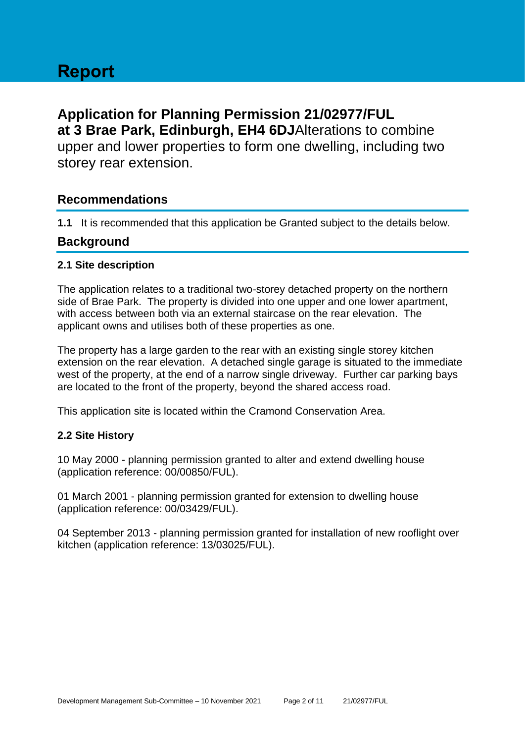# Report

## Application for Planning Permission 21/02977/FUL at 3 Brae Park, Edinburgh, EH4 6DJ Alterations to combine upper and lower properties to form one dwelling, including two storey rear extension.

## Recommendations

**1.1** It is recommended that this application be Granted subject to the details below.

## Background

### 2.1 Site description

The application relates to a traditional two-storey detached property on the northern side of Brae Park. The property is divided into one upper and one lower apartment, with access between both via an external staircase on the rear elevation. The applicant owns and utilises both of these properties as one.

The property has a large garden to the rear with an existing single storey kitchen extension on the rear elevation. A detached single garage is situated to the immediate west of the property, at the end of a narrow single driveway. Further car parking bays are located to the front of the property, beyond the shared access road.

This application site is located within the Cramond Conservation Area.

### 2.2 Site History

10 May 2000 - planning permission granted to alter and extend dwelling house (application reference: 00/00850/FUL).

01 March 2001 - planning permission granted for extension to dwelling house (application reference: 00/03429/FUL).

04 September 2013 - planning permission granted for installation of new rooflight over kitchen (application reference: 13/03025/FUL).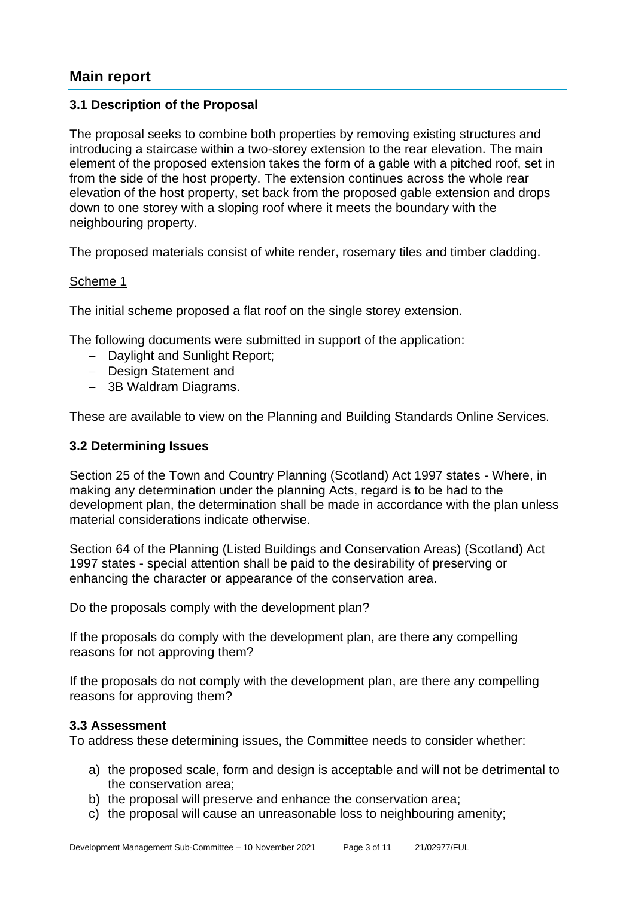## Main report

### 3.1 Description of the Proposal

The proposal seeks to combine both properties by removing existing structures and introducing a staircase within a two-storey extension to the rear elevation. The main element of the proposed extension takes the form of a gable with a pitched roof, set in from the side of the host property. The extension continues across the whole rear elevation of the host property, set back from the proposed gable extension and drops down to one storey with a sloping roof where it meets the boundary with the neighbouring property.

The proposed materials consist of white render, rosemary tiles and timber cladding.

Scheme 1

The initial scheme proposed a flat roof on the single storey extension.

The following documents were submitted in support of the application:

- Daylight and Sunlight Report;
- Design Statement and
- 3B Waldram Diagrams.

These are available to view on the Planning and Building Standards Online Services.

### 3.2 Determining Issues

Section 25 of the Town and Country Planning (Scotland) Act 1997 states - Where, in making any determination under the planning Acts, regard is to be had to the development plan, the determination shall be made in accordance with the plan unless material considerations indicate otherwise.

Section 64 of the Planning (Listed Buildings and Conservation Areas) (Scotland) Act 1997 states - special attention shall be paid to the desirability of preserving or enhancing the character or appearance of the conservation area.

Do the proposals comply with the development plan?

If the proposals do comply with the development plan, are there any compelling reasons for not approving them?

If the proposals do not comply with the development plan, are there any compelling reasons for approving them?

### 3.3 Assessment

To address these determining issues, the Committee needs to consider whether:

a) the proposed scale, form and design is acceptable and will not be detrimental to the conservation area;
b) the proposal will preserve and enhance the conservation area;
c) the proposal will cause an unreasonable loss to neighbouring amenity;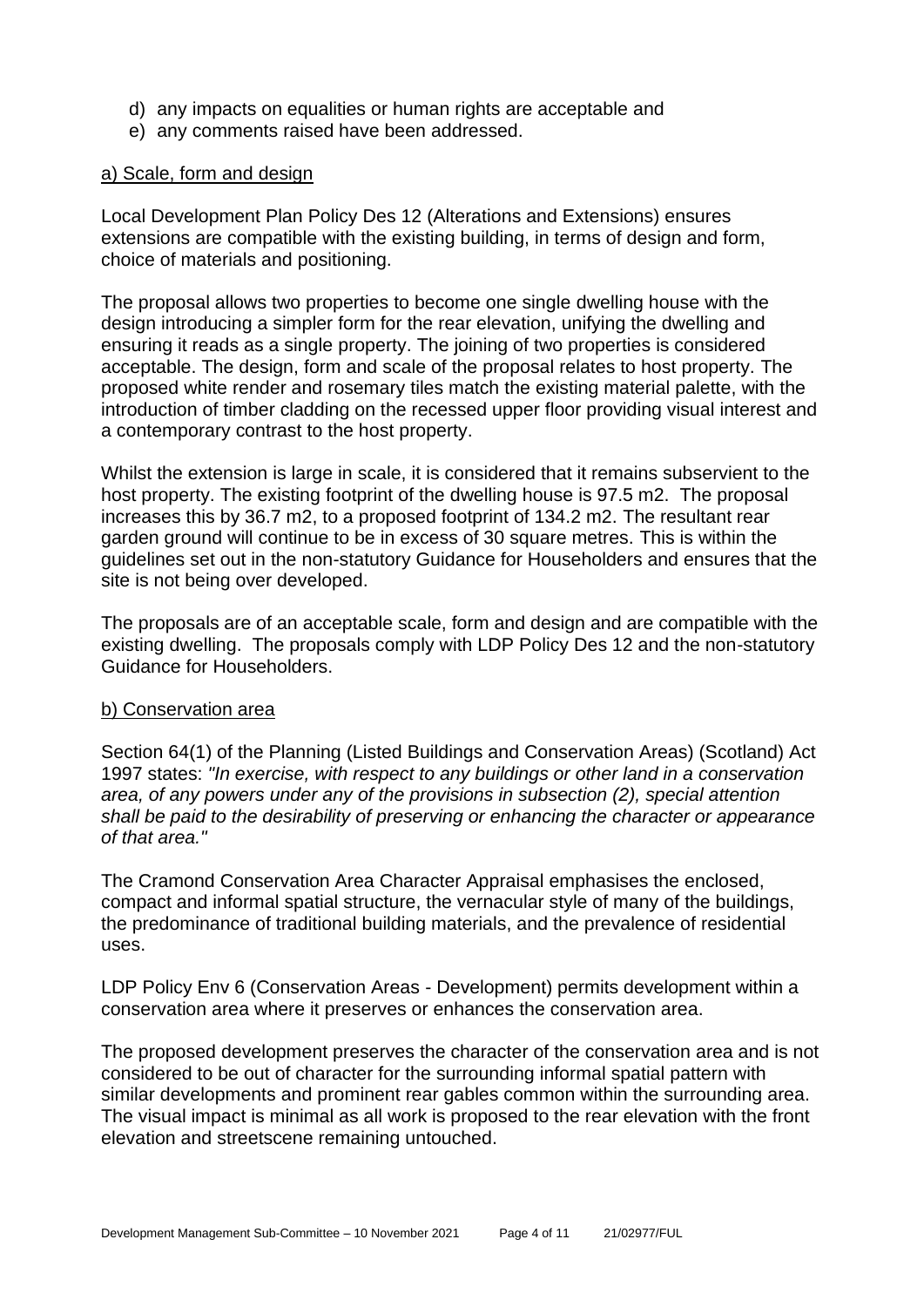d) any impacts on equalities or human rights are acceptable and
e) any comments raised have been addressed.

a) Scale, form and design

Local Development Plan Policy Des 12 (Alterations and Extensions) ensures extensions are compatible with the existing building, in terms of design and form, choice of materials and positioning.

The proposal allows two properties to become one single dwelling house with the design introducing a simpler form for the rear elevation, unifying the dwelling and ensuring it reads as a single property. The joining of two properties is considered acceptable. The design, form and scale of the proposal relates to host property. The proposed white render and rosemary tiles match the existing material palette, with the introduction of timber cladding on the recessed upper floor providing visual interest and a contemporary contrast to the host property.

Whilst the extension is large in scale, it is considered that it remains subservient to the host property. The existing footprint of the dwelling house is 97.5 m2. The proposal increases this by 36.7 m2, to a proposed footprint of 134.2 m2. The resultant rear garden ground will continue to be in excess of 30 square metres. This is within the guidelines set out in the non-statutory Guidance for Householders and ensures that the site is not being over developed.

The proposals are of an acceptable scale, form and design and are compatible with the existing dwelling. The proposals comply with LDP Policy Des 12 and the non-statutory Guidance for Householders.

b) Conservation area

Section 64(1) of the Planning (Listed Buildings and Conservation Areas) (Scotland) Act 1997 states: *"In exercise, with respect to any buildings or other land in a conservation area, of any powers under any of the provisions in subsection (2), special attention shall be paid to the desirability of preserving or enhancing the character or appearance of that area."*

The Cramond Conservation Area Character Appraisal emphasises the enclosed, compact and informal spatial structure, the vernacular style of many of the buildings, the predominance of traditional building materials, and the prevalence of residential uses.

LDP Policy Env 6 (Conservation Areas - Development) permits development within a conservation area where it preserves or enhances the conservation area.

The proposed development preserves the character of the conservation area and is not considered to be out of character for the surrounding informal spatial pattern with similar developments and prominent rear gables common within the surrounding area. The visual impact is minimal as all work is proposed to the rear elevation with the front elevation and streetscene remaining untouched.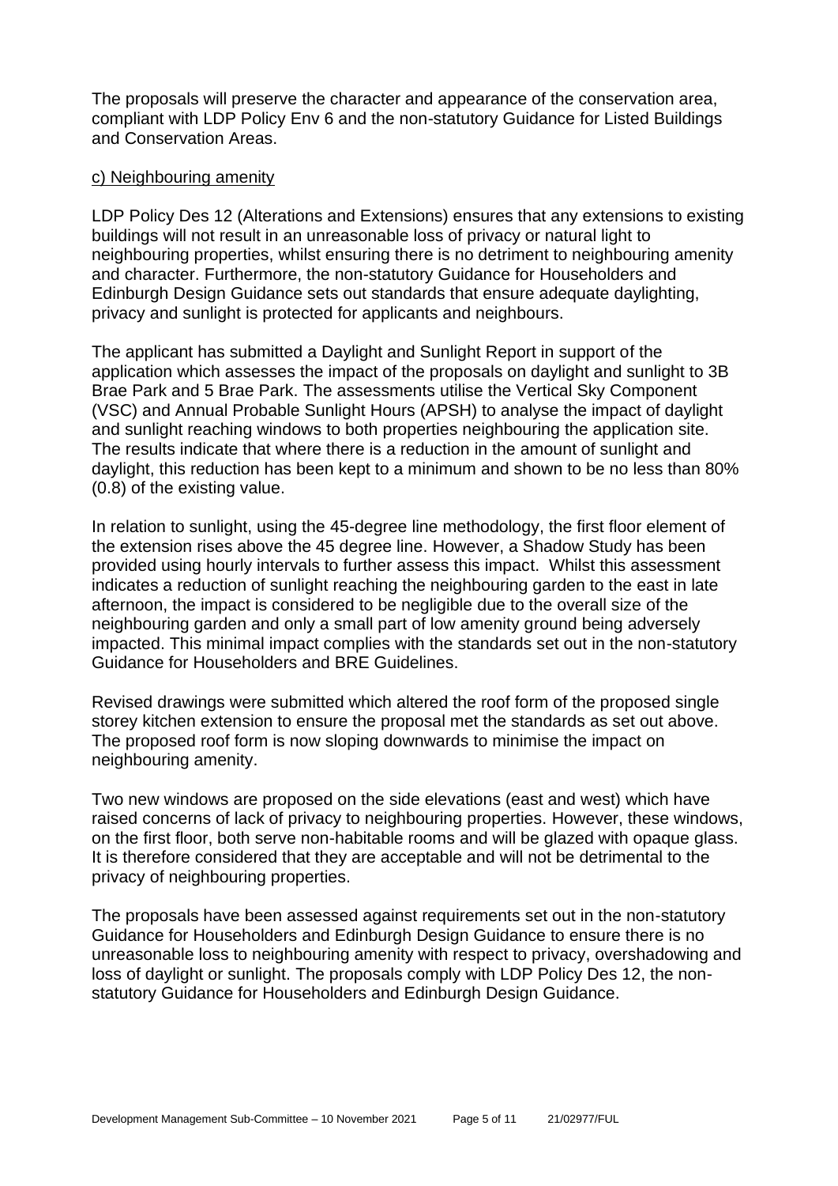The proposals will preserve the character and appearance of the conservation area, compliant with LDP Policy Env 6 and the non-statutory Guidance for Listed Buildings and Conservation Areas.

c) Neighbouring amenity

LDP Policy Des 12 (Alterations and Extensions) ensures that any extensions to existing buildings will not result in an unreasonable loss of privacy or natural light to neighbouring properties, whilst ensuring there is no detriment to neighbouring amenity and character. Furthermore, the non-statutory Guidance for Householders and Edinburgh Design Guidance sets out standards that ensure adequate daylighting, privacy and sunlight is protected for applicants and neighbours.

The applicant has submitted a Daylight and Sunlight Report in support of the application which assesses the impact of the proposals on daylight and sunlight to 3B Brae Park and 5 Brae Park. The assessments utilise the Vertical Sky Component (VSC) and Annual Probable Sunlight Hours (APSH) to analyse the impact of daylight and sunlight reaching windows to both properties neighbouring the application site. The results indicate that where there is a reduction in the amount of sunlight and daylight, this reduction has been kept to a minimum and shown to be no less than 80% (0.8) of the existing value.

In relation to sunlight, using the 45-degree line methodology, the first floor element of the extension rises above the 45 degree line. However, a Shadow Study has been provided using hourly intervals to further assess this impact. Whilst this assessment indicates a reduction of sunlight reaching the neighbouring garden to the east in late afternoon, the impact is considered to be negligible due to the overall size of the neighbouring garden and only a small part of low amenity ground being adversely impacted. This minimal impact complies with the standards set out in the non-statutory Guidance for Householders and BRE Guidelines.

Revised drawings were submitted which altered the roof form of the proposed single storey kitchen extension to ensure the proposal met the standards as set out above. The proposed roof form is now sloping downwards to minimise the impact on neighbouring amenity.

Two new windows are proposed on the side elevations (east and west) which have raised concerns of lack of privacy to neighbouring properties. However, these windows, on the first floor, both serve non-habitable rooms and will be glazed with opaque glass. It is therefore considered that they are acceptable and will not be detrimental to the privacy of neighbouring properties.

The proposals have been assessed against requirements set out in the non-statutory Guidance for Householders and Edinburgh Design Guidance to ensure there is no unreasonable loss to neighbouring amenity with respect to privacy, overshadowing and loss of daylight or sunlight. The proposals comply with LDP Policy Des 12, the non-statutory Guidance for Householders and Edinburgh Design Guidance.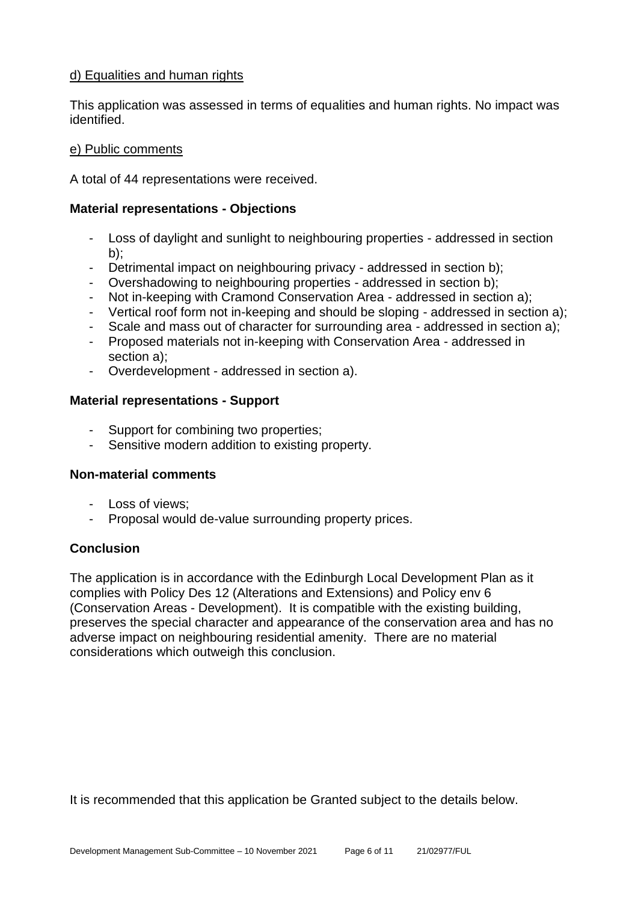d) Equalities and human rights

This application was assessed in terms of equalities and human rights. No impact was identified.

e) Public comments

A total of 44 representations were received.

**Material representations - Objections**

- Loss of daylight and sunlight to neighbouring properties - addressed in section b);
- Detrimental impact on neighbouring privacy - addressed in section b);
- Overshadowing to neighbouring properties - addressed in section b);
- Not in-keeping with Cramond Conservation Area - addressed in section a);
- Vertical roof form not in-keeping and should be sloping - addressed in section a);
- Scale and mass out of character for surrounding area - addressed in section a);
- Proposed materials not in-keeping with Conservation Area - addressed in section a);
- Overdevelopment - addressed in section a).

**Material representations - Support**

- Support for combining two properties;
- Sensitive modern addition to existing property.

**Non-material comments**

- Loss of views;
- Proposal would de-value surrounding property prices.

**Conclusion**

The application is in accordance with the Edinburgh Local Development Plan as it complies with Policy Des 12 (Alterations and Extensions) and Policy env 6 (Conservation Areas - Development). It is compatible with the existing building, preserves the special character and appearance of the conservation area and has no adverse impact on neighbouring residential amenity. There are no material considerations which outweigh this conclusion.

It is recommended that this application be Granted subject to the details below.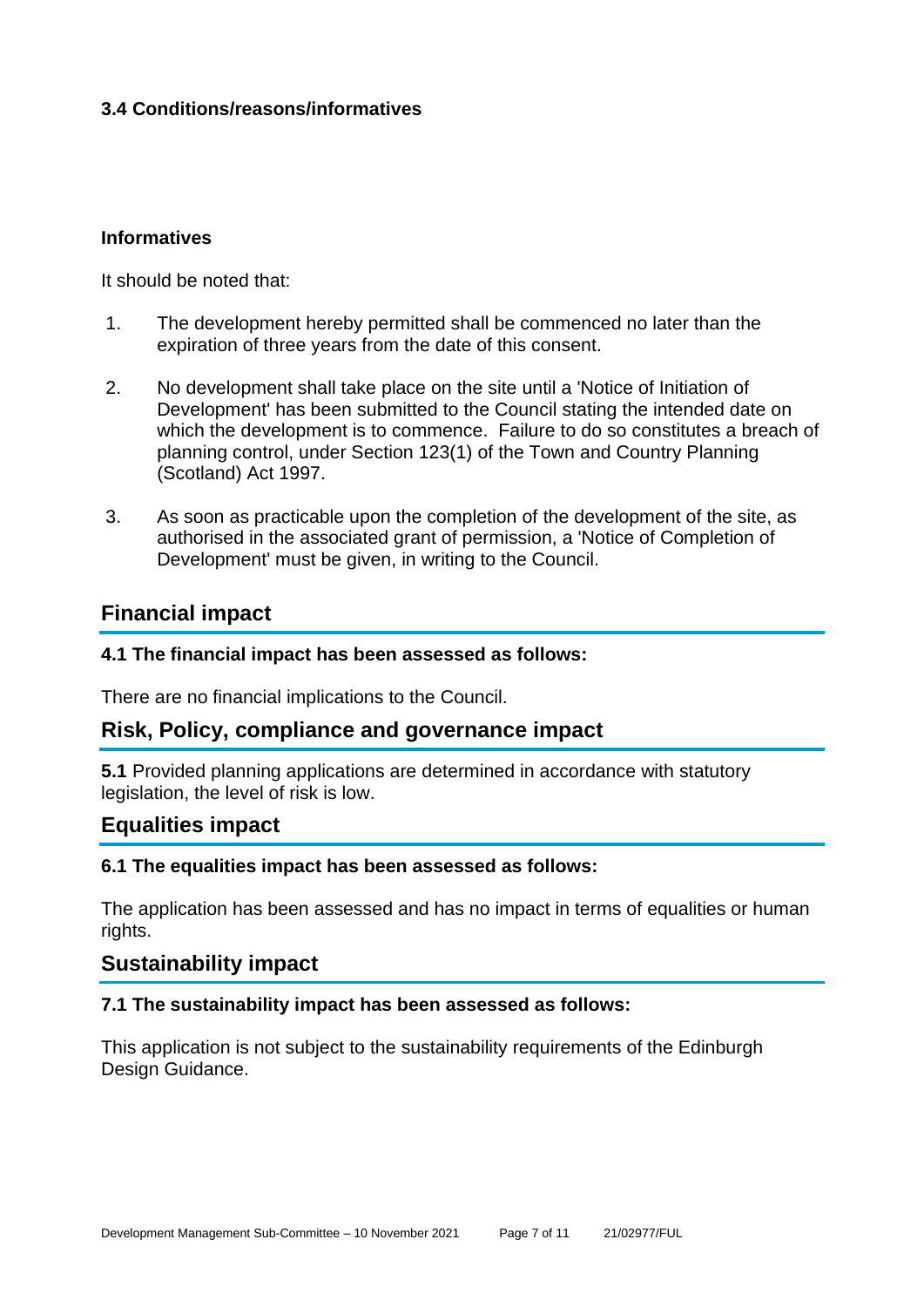### 3.4 Conditions/reasons/informatives

#### Informatives

It should be noted that:

1. The development hereby permitted shall be commenced no later than the expiration of three years from the date of this consent.

2. No development shall take place on the site until a 'Notice of Initiation of Development' has been submitted to the Council stating the intended date on which the development is to commence. Failure to do so constitutes a breach of planning control, under Section 123(1) of the Town and Country Planning (Scotland) Act 1997.

3. As soon as practicable upon the completion of the development of the site, as authorised in the associated grant of permission, a 'Notice of Completion of Development' must be given, in writing to the Council.

## Financial impact

#### 4.1 The financial impact has been assessed as follows:

There are no financial implications to the Council.

## Risk, Policy, compliance and governance impact

**5.1** Provided planning applications are determined in accordance with statutory legislation, the level of risk is low.

## Equalities impact

#### 6.1 The equalities impact has been assessed as follows:

The application has been assessed and has no impact in terms of equalities or human rights.

## Sustainability impact

#### 7.1 The sustainability impact has been assessed as follows:

This application is not subject to the sustainability requirements of the Edinburgh Design Guidance.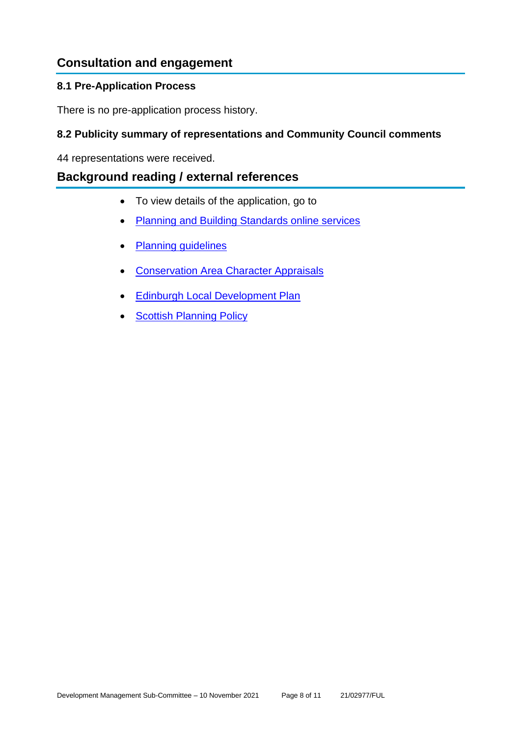## Consultation and engagement

### 8.1 Pre-Application Process

There is no pre-application process history.

### 8.2 Publicity summary of representations and Community Council comments

44 representations were received.

## Background reading / external references

- To view details of the application, go to
- Planning and Building Standards online services
- Planning guidelines
- Conservation Area Character Appraisals
- Edinburgh Local Development Plan
- Scottish Planning Policy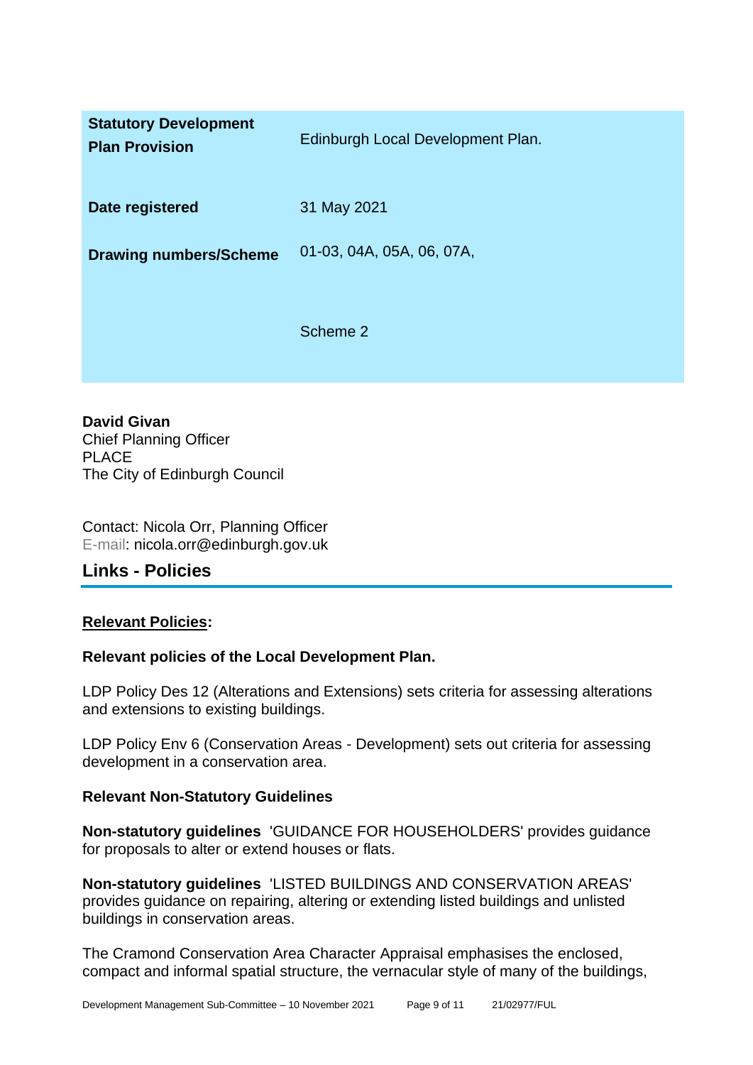| | |
|---|---|
| **Statutory Development Plan Provision** | Edinburgh Local Development Plan. |
| **Date registered** | 31 May 2021 |
| **Drawing numbers/Scheme** | 01-03, 04A, 05A, 06, 07A,<br><br>Scheme 2 |

**David Givan**
Chief Planning Officer
PLACE
The City of Edinburgh Council

Contact: Nicola Orr, Planning Officer
E-mail: nicola.orr@edinburgh.gov.uk

## Links - Policies

**Relevant Policies:**

**Relevant policies of the Local Development Plan.**

LDP Policy Des 12 (Alterations and Extensions) sets criteria for assessing alterations and extensions to existing buildings.

LDP Policy Env 6 (Conservation Areas - Development) sets out criteria for assessing development in a conservation area.

**Relevant Non-Statutory Guidelines**

**Non-statutory guidelines** 'GUIDANCE FOR HOUSEHOLDERS' provides guidance for proposals to alter or extend houses or flats.

**Non-statutory guidelines** 'LISTED BUILDINGS AND CONSERVATION AREAS' provides guidance on repairing, altering or extending listed buildings and unlisted buildings in conservation areas.

The Cramond Conservation Area Character Appraisal emphasises the enclosed, compact and informal spatial structure, the vernacular style of many of the buildings,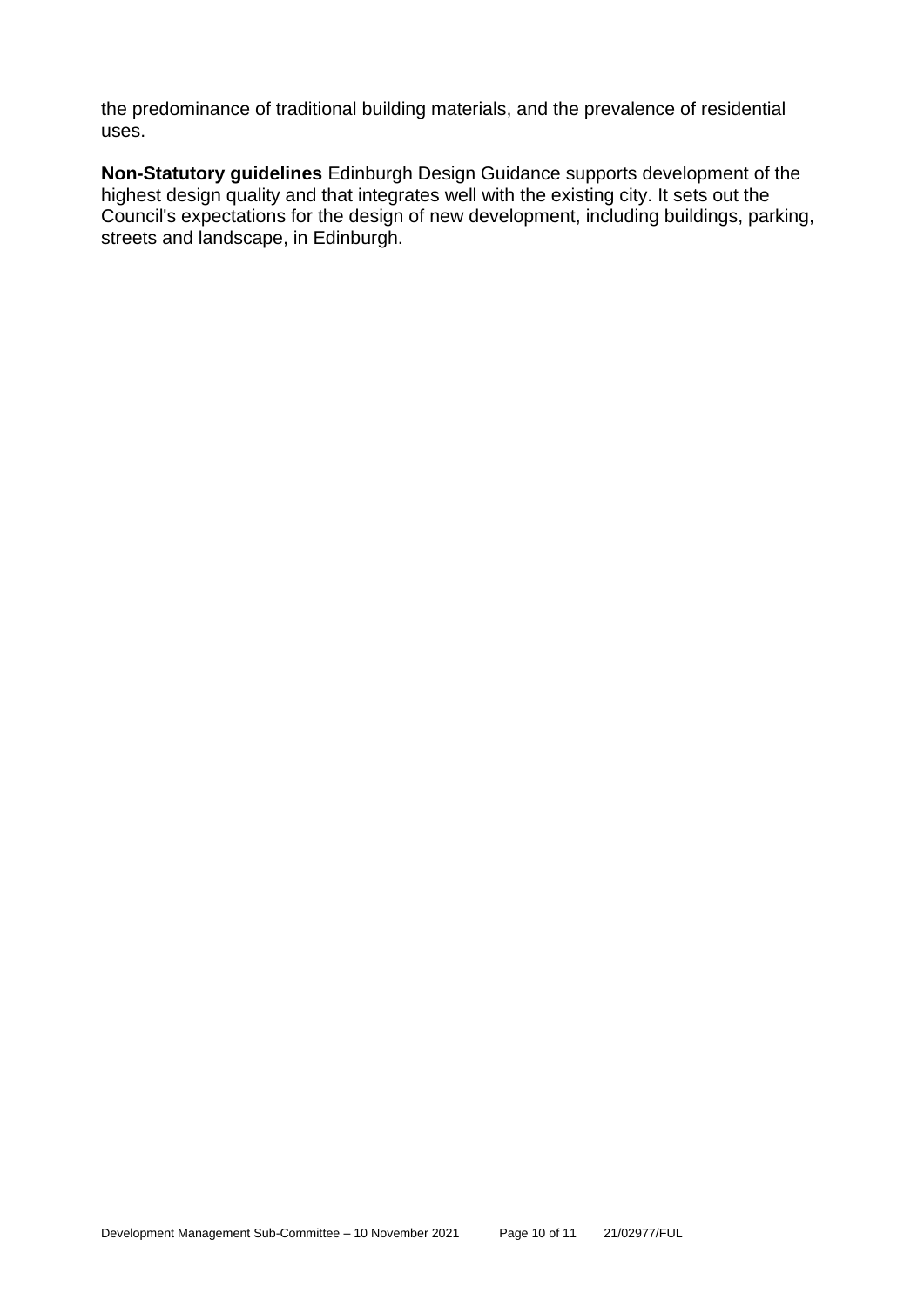the predominance of traditional building materials, and the prevalence of residential uses.

**Non-Statutory guidelines** Edinburgh Design Guidance supports development of the highest design quality and that integrates well with the existing city. It sets out the Council's expectations for the design of new development, including buildings, parking, streets and landscape, in Edinburgh.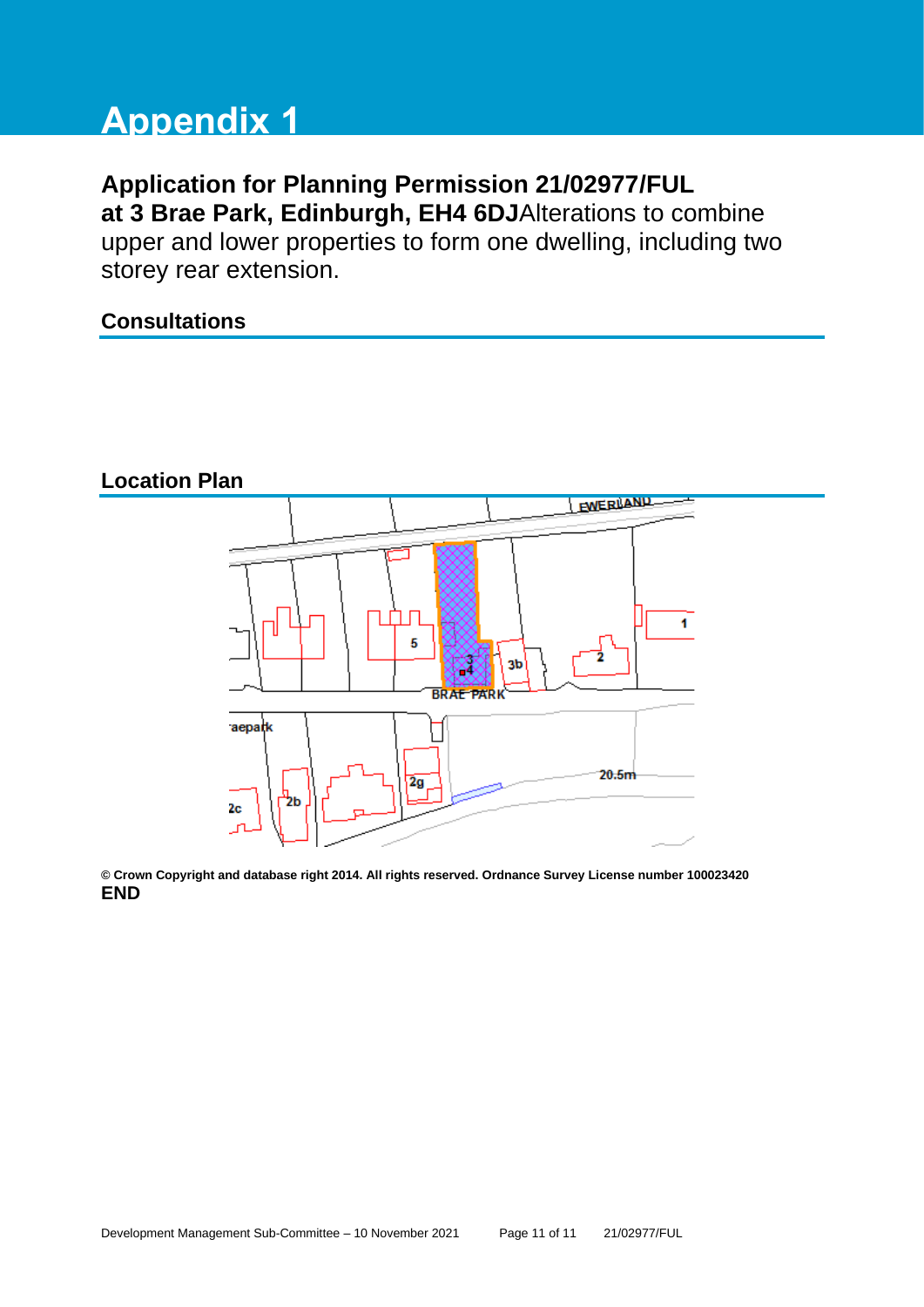# Appendix 1

**Application for Planning Permission 21/02977/FUL**
**at 3 Brae Park, Edinburgh, EH4 6DJ**Alterations to combine upper and lower properties to form one dwelling, including two storey rear extension.

## Consultations

## Location Plan

EWERLAND
1
5
3
4
3b
2
BRAE PARK
raepark
2g
20.5m
2c
2b

**© Crown Copyright and database right 2014. All rights reserved. Ordnance Survey License number 100023420**
**END**